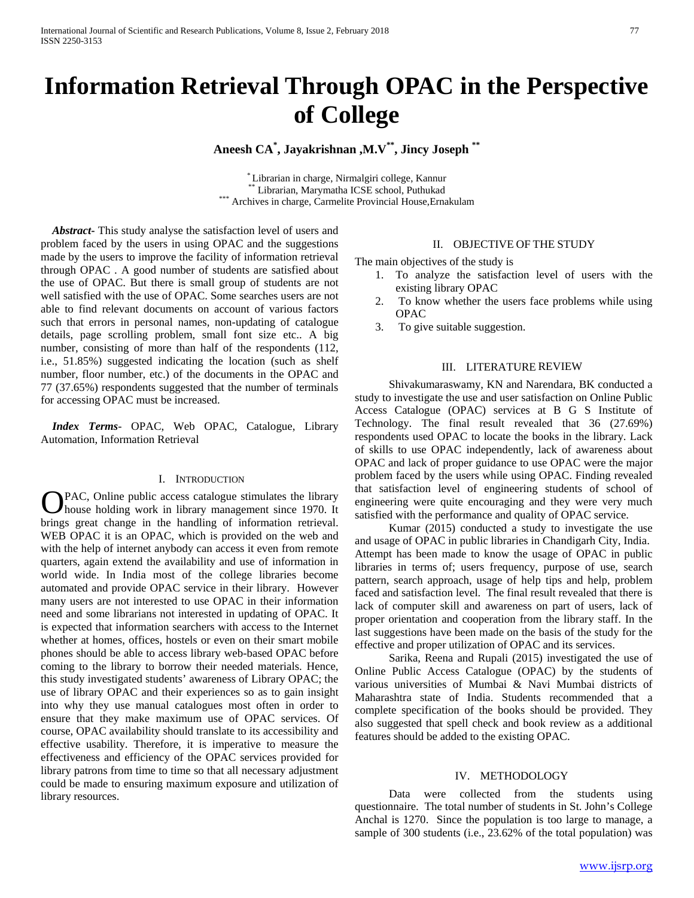# Information Retrieval Through OPAC in the Perspective of College

**Aneesh CA[*], Jayakrishnan ,M.V[**], Jincy Joseph [**]**

[*] Librarian in charge, Nirmalgiri college, Kannur
[**] Librarian, Marymatha ICSE school, Puthukad
[***] Archives in charge, Carmelite Provincial House,Ernakulam

***Abstract-*** This study analyse the satisfaction level of users and problem faced by the users in using OPAC and the suggestions made by the users to improve the facility of information retrieval through OPAC . A good number of students are satisfied about the use of OPAC. But there is small group of students are not well satisfied with the use of OPAC. Some searches users are not able to find relevant documents on account of various factors such that errors in personal names, non-updating of catalogue details, page scrolling problem, small font size etc.. A big number, consisting of more than half of the respondents (112, i.e., 51.85%) suggested indicating the location (such as shelf number, floor number, etc.) of the documents in the OPAC and 77 (37.65%) respondents suggested that the number of terminals for accessing OPAC must be increased.

***Index Terms*-** OPAC, Web OPAC, Catalogue, Library Automation, Information Retrieval

## I. Introduction

OPAC, Online public access catalogue stimulates the library house holding work in library management since 1970. It brings great change in the handling of information retrieval. WEB OPAC it is an OPAC, which is provided on the web and with the help of internet anybody can access it even from remote quarters, again extend the availability and use of information in world wide. In India most of the college libraries become automated and provide OPAC service in their library. However many users are not interested to use OPAC in their information need and some librarians not interested in updating of OPAC. It is expected that information searchers with access to the Internet whether at homes, offices, hostels or even on their smart mobile phones should be able to access library web-based OPAC before coming to the library to borrow their needed materials. Hence, this study investigated students' awareness of Library OPAC; the use of library OPAC and their experiences so as to gain insight into why they use manual catalogues most often in order to ensure that they make maximum use of OPAC services. Of course, OPAC availability should translate to its accessibility and effective usability. Therefore, it is imperative to measure the effectiveness and efficiency of the OPAC services provided for library patrons from time to time so that all necessary adjustment could be made to ensuring maximum exposure and utilization of library resources.

## II. Objective of the Study

The main objectives of the study is

1. To analyze the satisfaction level of users with the existing library OPAC
2. To know whether the users face problems while using OPAC
3. To give suitable suggestion.

## III. Literature Review

Shivakumaraswamy, KN and Narendara, BK conducted a study to investigate the use and user satisfaction on Online Public Access Catalogue (OPAC) services at B G S Institute of Technology. The final result revealed that 36 (27.69%) respondents used OPAC to locate the books in the library. Lack of skills to use OPAC independently, lack of awareness about OPAC and lack of proper guidance to use OPAC were the major problem faced by the users while using OPAC. Finding revealed that satisfaction level of engineering students of school of engineering were quite encouraging and they were very much satisfied with the performance and quality of OPAC service.

Kumar (2015) conducted a study to investigate the use and usage of OPAC in public libraries in Chandigarh City, India. Attempt has been made to know the usage of OPAC in public libraries in terms of; users frequency, purpose of use, search pattern, search approach, usage of help tips and help, problem faced and satisfaction level. The final result revealed that there is lack of computer skill and awareness on part of users, lack of proper orientation and cooperation from the library staff. In the last suggestions have been made on the basis of the study for the effective and proper utilization of OPAC and its services.

Sarika, Reena and Rupali (2015) investigated the use of Online Public Access Catalogue (OPAC) by the students of various universities of Mumbai & Navi Mumbai districts of Maharashtra state of India. Students recommended that a complete specification of the books should be provided. They also suggested that spell check and book review as a additional features should be added to the existing OPAC.

## IV. Methodology

Data were collected from the students using questionnaire. The total number of students in St. John's College Anchal is 1270. Since the population is too large to manage, a sample of 300 students (i.e., 23.62% of the total population) was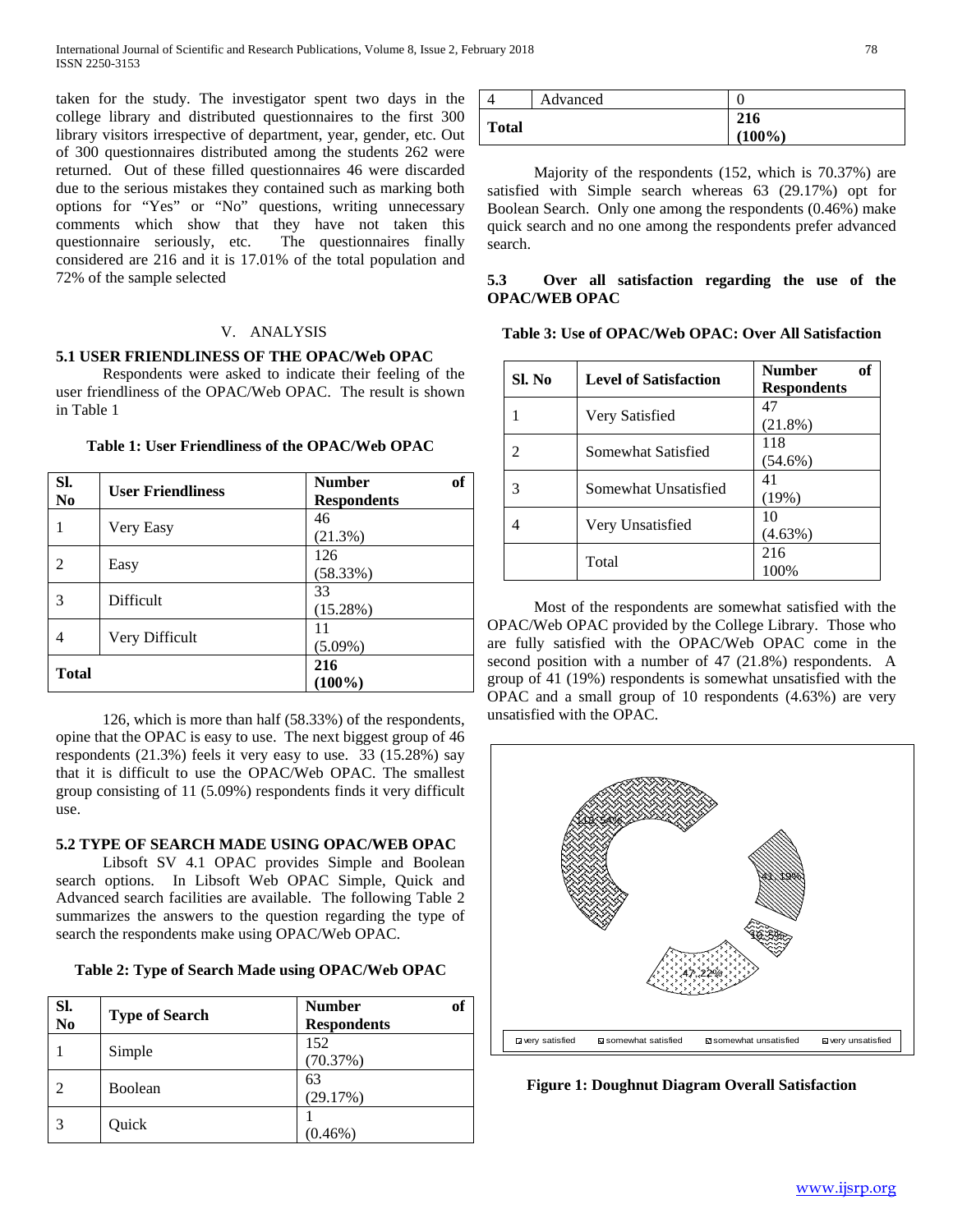taken for the study. The investigator spent two days in the college library and distributed questionnaires to the first 300 library visitors irrespective of department, year, gender, etc. Out of 300 questionnaires distributed among the students 262 were returned. Out of these filled questionnaires 46 were discarded due to the serious mistakes they contained such as marking both options for "Yes" or "No" questions, writing unnecessary comments which show that they have not taken this questionnaire seriously, etc. The questionnaires finally considered are 216 and it is 17.01% of the total population and 72% of the sample selected

## V. ANALYSIS

### 5.1 USER FRIENDLINESS OF THE OPAC/Web OPAC

Respondents were asked to indicate their feeling of the user friendliness of the OPAC/Web OPAC. The result is shown in Table 1

**Table 1: User Friendliness of the OPAC/Web OPAC**

| Sl. No | User Friendliness | Number of Respondents |
|---|---|---|
| 1 | Very Easy | 46 (21.3%) |
| 2 | Easy | 126 (58.33%) |
| 3 | Difficult | 33 (15.28%) |
| 4 | Very Difficult | 11 (5.09%) |
| **Total** | | **216 (100%)** |

126, which is more than half (58.33%) of the respondents, opine that the OPAC is easy to use. The next biggest group of 46 respondents (21.3%) feels it very easy to use. 33 (15.28%) say that it is difficult to use the OPAC/Web OPAC. The smallest group consisting of 11 (5.09%) respondents finds it very difficult use.

### 5.2 TYPE OF SEARCH MADE USING OPAC/WEB OPAC

Libsoft SV 4.1 OPAC provides Simple and Boolean search options. In Libsoft Web OPAC Simple, Quick and Advanced search facilities are available. The following Table 2 summarizes the answers to the question regarding the type of search the respondents make using OPAC/Web OPAC.

**Table 2: Type of Search Made using OPAC/Web OPAC**

| Sl. No | Type of Search | Number of Respondents |
|---|---|---|
| 1 | Simple | 152 (70.37%) |
| 2 | Boolean | 63 (29.17%) |
| 3 | Quick | 1 (0.46%) |
| 4 | Advanced | 0 |
| **Total** | | **216 (100%)** |

Majority of the respondents (152, which is 70.37%) are satisfied with Simple search whereas 63 (29.17%) opt for Boolean Search. Only one among the respondents (0.46%) make quick search and no one among the respondents prefer advanced search.

### 5.3 Over all satisfaction regarding the use of the OPAC/WEB OPAC

**Table 3: Use of OPAC/Web OPAC: Over All Satisfaction**

| Sl. No | Level of Satisfaction | Number of Respondents |
|---|---|---|
| 1 | Very Satisfied | 47 (21.8%) |
| 2 | Somewhat Satisfied | 118 (54.6%) |
| 3 | Somewhat Unsatisfied | 41 (19%) |
| 4 | Very Unsatisfied | 10 (4.63%) |
| | Total | 216 100% |

Most of the respondents are somewhat satisfied with the OPAC/Web OPAC provided by the College Library. Those who are fully satisfied with the OPAC/Web OPAC come in the second position with a number of 47 (21.8%) respondents. A group of 41 (19%) respondents is somewhat unsatisfied with the OPAC and a small group of 10 respondents (4.63%) are very unsatisfied with the OPAC.

**Figure 1: Doughnut Diagram Overall Satisfaction**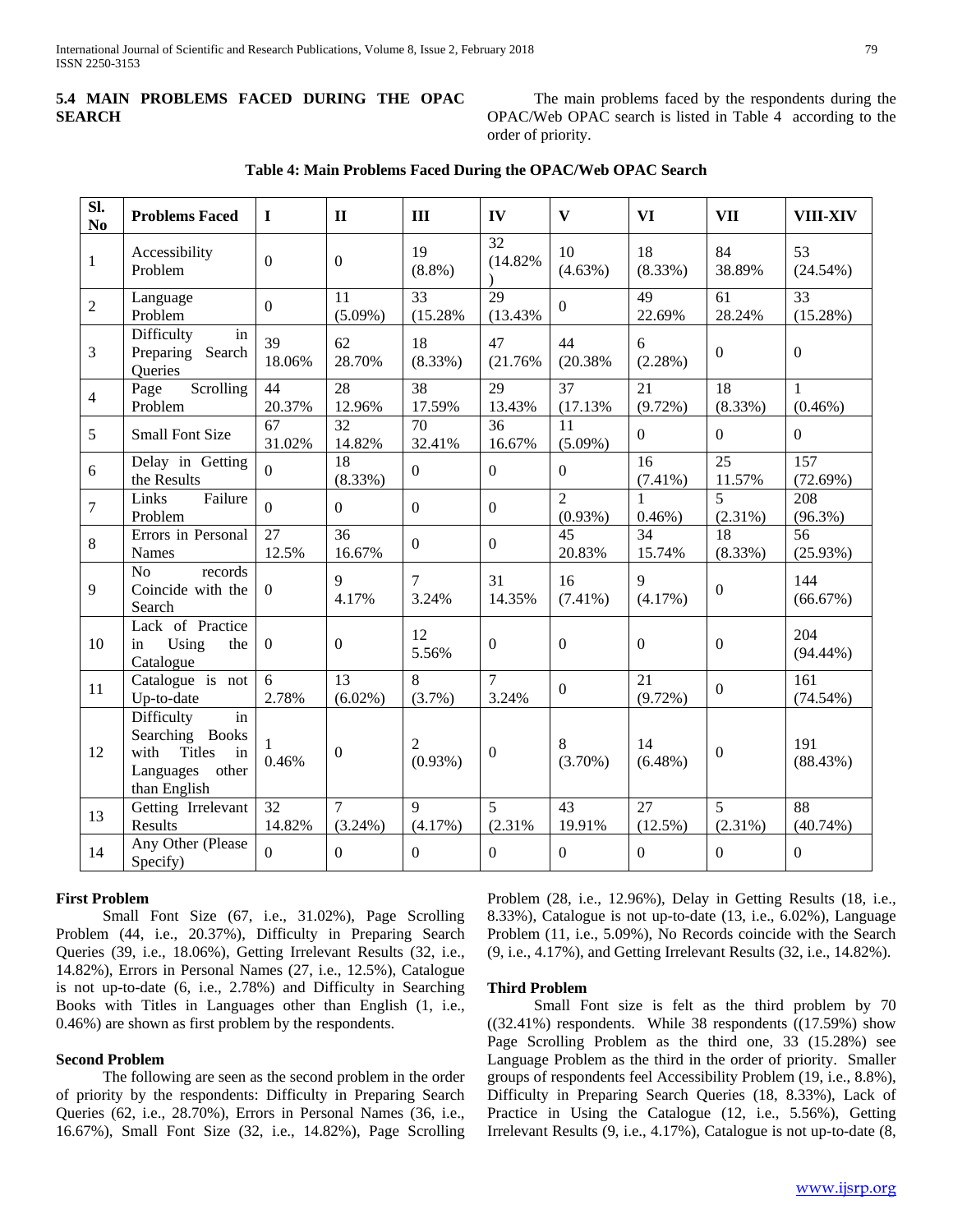### 5.4 MAIN PROBLEMS FACED DURING THE OPAC SEARCH

The main problems faced by the respondents during the OPAC/Web OPAC search is listed in Table 4 according to the order of priority.

**Table 4: Main Problems Faced During the OPAC/Web OPAC Search**

| Sl. No | Problems Faced | I | II | III | IV | V | VI | VII | VIII-XIV |
|---|---|---|---|---|---|---|---|---|---|
| 1 | Accessibility Problem | 0 | 0 | 19 (8.8%) | 32 (14.82%) | 10 (4.63%) | 18 (8.33%) | 84 38.89% | 53 (24.54%) |
| 2 | Language Problem | 0 | 11 (5.09%) | 33 (15.28% | 29 (13.43% | 0 | 49 22.69% | 61 28.24% | 33 (15.28%) |
| 3 | Difficulty in Preparing Search Queries | 39 18.06% | 62 28.70% | 18 (8.33%) | 47 (21.76% | 44 (20.38% | 6 (2.28%) | 0 | 0 |
| 4 | Page Scrolling Problem | 44 20.37% | 28 12.96% | 38 17.59% | 29 13.43% | 37 (17.13% | 21 (9.72%) | 18 (8.33%) | 1 (0.46%) |
| 5 | Small Font Size | 67 31.02% | 32 14.82% | 70 32.41% | 36 16.67% | 11 (5.09%) | 0 | 0 | 0 |
| 6 | Delay in Getting the Results | 0 | 18 (8.33%) | 0 | 0 | 0 | 16 (7.41%) | 25 11.57% | 157 (72.69%) |
| 7 | Links Failure Problem | 0 | 0 | 0 | 0 | 2 (0.93%) | 1 0.46%) | 5 (2.31%) | 208 (96.3%) |
| 8 | Errors in Personal Names | 27 12.5% | 36 16.67% | 0 | 0 | 45 20.83% | 34 15.74% | 18 (8.33%) | 56 (25.93%) |
| 9 | No records Coincide with the Search | 0 | 9 4.17% | 7 3.24% | 31 14.35% | 16 (7.41%) | 9 (4.17%) | 0 | 144 (66.67%) |
| 10 | Lack of Practice in Using the Catalogue | 0 | 0 | 12 5.56% | 0 | 0 | 0 | 0 | 204 (94.44%) |
| 11 | Catalogue is not Up-to-date | 6 2.78% | 13 (6.02%) | 8 (3.7%) | 7 3.24% | 0 | 21 (9.72%) | 0 | 161 (74.54%) |
| 12 | Difficulty in Searching Books with Titles in Languages other than English | 1 0.46% | 0 | 2 (0.93%) | 0 | 8 (3.70%) | 14 (6.48%) | 0 | 191 (88.43%) |
| 13 | Getting Irrelevant Results | 32 14.82% | 7 (3.24%) | 9 (4.17%) | 5 (2.31% | 43 19.91% | 27 (12.5%) | 5 (2.31%) | 88 (40.74%) |
| 14 | Any Other (Please Specify) | 0 | 0 | 0 | 0 | 0 | 0 | 0 | 0 |

**First Problem**

Small Font Size (67, i.e., 31.02%), Page Scrolling Problem (44, i.e., 20.37%), Difficulty in Preparing Search Queries (39, i.e., 18.06%), Getting Irrelevant Results (32, i.e., 14.82%), Errors in Personal Names (27, i.e., 12.5%), Catalogue is not up-to-date (6, i.e., 2.78%) and Difficulty in Searching Books with Titles in Languages other than English (1, i.e., 0.46%) are shown as first problem by the respondents.

**Second Problem**

The following are seen as the second problem in the order of priority by the respondents: Difficulty in Preparing Search Queries (62, i.e., 28.70%), Errors in Personal Names (36, i.e., 16.67%), Small Font Size (32, i.e., 14.82%), Page Scrolling Problem (28, i.e., 12.96%), Delay in Getting Results (18, i.e., 8.33%), Catalogue is not up-to-date (13, i.e., 6.02%), Language Problem (11, i.e., 5.09%), No Records coincide with the Search (9, i.e., 4.17%), and Getting Irrelevant Results (32, i.e., 14.82%).

**Third Problem**

Small Font size is felt as the third problem by 70 ((32.41%) respondents. While 38 respondents ((17.59%) show Page Scrolling Problem as the third one, 33 (15.28%) see Language Problem as the third in the order of priority. Smaller groups of respondents feel Accessibility Problem (19, i.e., 8.8%), Difficulty in Preparing Search Queries (18, 8.33%), Lack of Practice in Using the Catalogue (12, i.e., 5.56%), Getting Irrelevant Results (9, i.e., 4.17%), Catalogue is not up-to-date (8,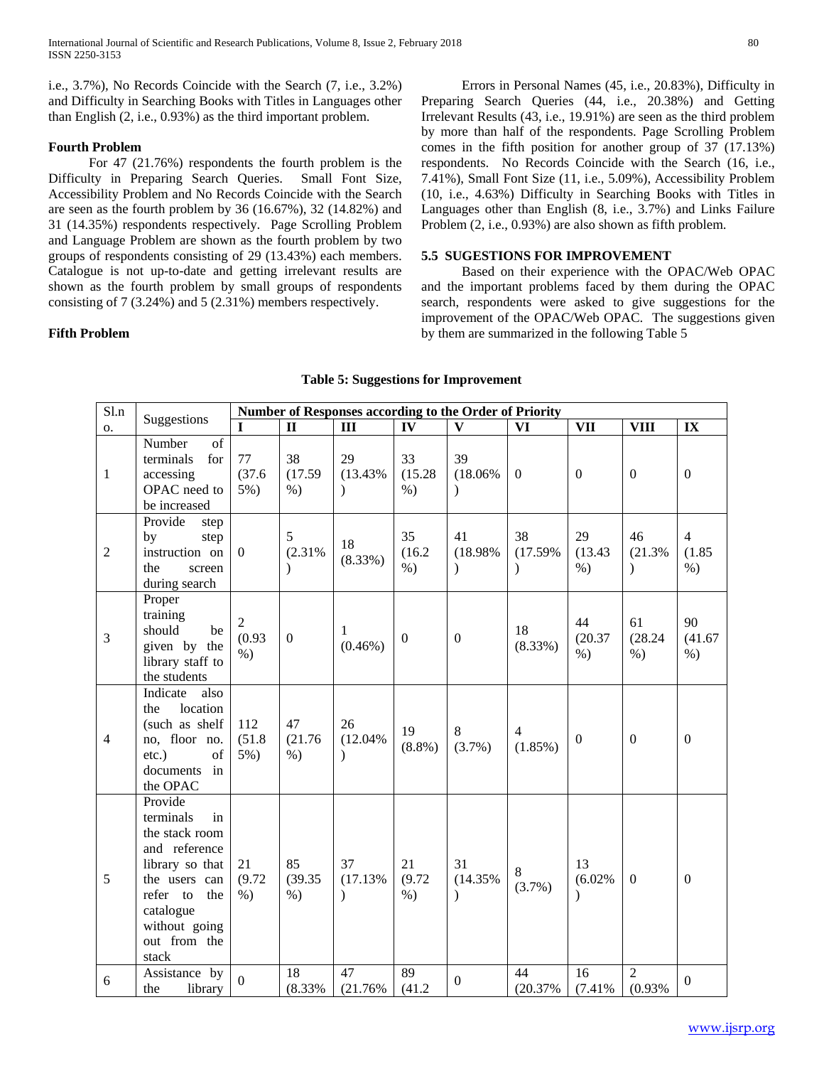i.e., 3.7%), No Records Coincide with the Search (7, i.e., 3.2%) and Difficulty in Searching Books with Titles in Languages other than English (2, i.e., 0.93%) as the third important problem.

**Fourth Problem**

For 47 (21.76%) respondents the fourth problem is the Difficulty in Preparing Search Queries. Small Font Size, Accessibility Problem and No Records Coincide with the Search are seen as the fourth problem by 36 (16.67%), 32 (14.82%) and 31 (14.35%) respondents respectively. Page Scrolling Problem and Language Problem are shown as the fourth problem by two groups of respondents consisting of 29 (13.43%) each members. Catalogue is not up-to-date and getting irrelevant results are shown as the fourth problem by small groups of respondents consisting of 7 (3.24%) and 5 (2.31%) members respectively.

**Fifth Problem**

Errors in Personal Names (45, i.e., 20.83%), Difficulty in Preparing Search Queries (44, i.e., 20.38%) and Getting Irrelevant Results (43, i.e., 19.91%) are seen as the third problem by more than half of the respondents. Page Scrolling Problem comes in the fifth position for another group of 37 (17.13%) respondents. No Records Coincide with the Search (16, i.e., 7.41%), Small Font Size (11, i.e., 5.09%), Accessibility Problem (10, i.e., 4.63%) Difficulty in Searching Books with Titles in Languages other than English (8, i.e., 3.7%) and Links Failure Problem (2, i.e., 0.93%) are also shown as fifth problem.

### 5.5 SUGESTIONS FOR IMPROVEMENT

Based on their experience with the OPAC/Web OPAC and the important problems faced by them during the OPAC search, respondents were asked to give suggestions for the improvement of the OPAC/Web OPAC. The suggestions given by them are summarized in the following Table 5

**Table 5: Suggestions for Improvement**

| Sl.no. | Suggestions | Number of Responses according to the Order of Priority | | | | | | | | |
|---|---|---|---|---|---|---|---|---|---|---|
| | | I | II | III | IV | V | VI | VII | VIII | IX |
| 1 | Number of terminals for accessing OPAC need to be increased | 77 (37.65%) | 38 (17.59%) | 29 (13.43%) | 33 (15.28%) | 39 (18.06%) | 0 | 0 | 0 | 0 |
| 2 | Provide step by step instruction on the screen during search | 0 | 5 (2.31%) | 18 (8.33%) | 35 (16.2%) | 41 (18.98%) | 38 (17.59%) | 29 (13.43%) | 46 (21.3%) | 4 (1.85%) |
| 3 | Proper training should be given by the library staff to the students | 2 (0.93%) | 0 | 1 (0.46%) | 0 | 0 | 18 (8.33%) | 44 (20.37%) | 61 (28.24%) | 90 (41.67%) |
| 4 | Indicate also the location (such as shelf no, floor no. etc.) of documents in the OPAC | 112 (51.85%) | 47 (21.76%) | 26 (12.04%) | 19 (8.8%) | 8 (3.7%) | 4 (1.85%) | 0 | 0 | 0 |
| 5 | Provide terminals in the stack room and reference library so that the users can refer to the catalogue without going out from the stack | 21 (9.72%) | 85 (39.35%) | 37 (17.13%) | 21 (9.72%) | 31 (14.35%) | 8 (3.7%) | 13 (6.02%) | 0 | 0 |
| 6 | Assistance by the library | 0 | 18 (8.33% | 47 (21.76% | 89 (41.2 | 0 | 44 (20.37% | 16 (7.41% | 2 (0.93% | 0 |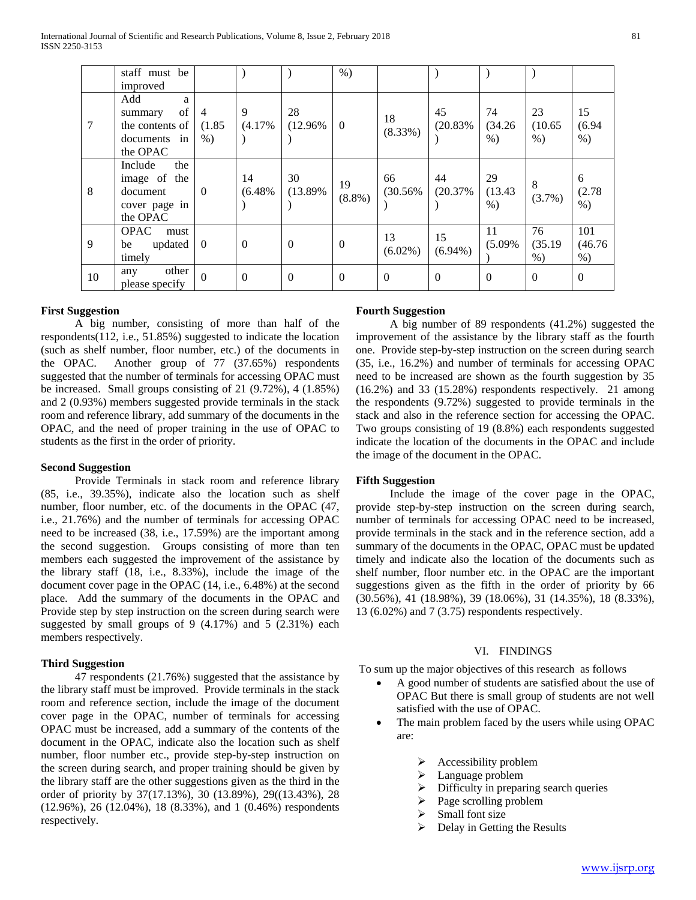| | staff must be improved | | ) | ) | %) | | ) | ) | ) | |
|---|---|---|---|---|---|---|---|---|---|---|
| 7 | Add a summary of the contents of documents in the OPAC | 4 (1.85 %) | 9 (4.17%) | 28 (12.96%) | 0 | 18 (8.33%) | 45 (20.83%) | 74 (34.26 %) | 23 (10.65 %) | 15 (6.94 %) |
| 8 | Include the image of the document cover page in the OPAC | 0 | 14 (6.48%) | 30 (13.89%) | 19 (8.8%) | 66 (30.56%) | 44 (20.37%) | 29 (13.43 %) | 8 (3.7%) | 6 (2.78 %) |
| 9 | OPAC must be updated timely | 0 | 0 | 0 | 0 | 13 (6.02%) | 15 (6.94%) | 11 (5.09%) | 76 (35.19 %) | 101 (46.76 %) |
| 10 | any other please specify | 0 | 0 | 0 | 0 | 0 | 0 | 0 | 0 | 0 |

**First Suggestion**

A big number, consisting of more than half of the respondents(112, i.e., 51.85%) suggested to indicate the location (such as shelf number, floor number, etc.) of the documents in the OPAC. Another group of 77 (37.65%) respondents suggested that the number of terminals for accessing OPAC must be increased. Small groups consisting of 21 (9.72%), 4 (1.85%) and 2 (0.93%) members suggested provide terminals in the stack room and reference library, add summary of the documents in the OPAC, and the need of proper training in the use of OPAC to students as the first in the order of priority.

**Second Suggestion**

Provide Terminals in stack room and reference library (85, i.e., 39.35%), indicate also the location such as shelf number, floor number, etc. of the documents in the OPAC (47, i.e., 21.76%) and the number of terminals for accessing OPAC need to be increased (38, i.e., 17.59%) are the important among the second suggestion. Groups consisting of more than ten members each suggested the improvement of the assistance by the library staff (18, i.e., 8.33%), include the image of the document cover page in the OPAC (14, i.e., 6.48%) at the second place. Add the summary of the documents in the OPAC and Provide step by step instruction on the screen during search were suggested by small groups of 9 (4.17%) and 5 (2.31%) each members respectively.

**Third Suggestion**

47 respondents (21.76%) suggested that the assistance by the library staff must be improved. Provide terminals in the stack room and reference section, include the image of the document cover page in the OPAC, number of terminals for accessing OPAC must be increased, add a summary of the contents of the document in the OPAC, indicate also the location such as shelf number, floor number etc., provide step-by-step instruction on the screen during search, and proper training should be given by the library staff are the other suggestions given as the third in the order of priority by 37(17.13%), 30 (13.89%), 29((13.43%), 28 (12.96%), 26 (12.04%), 18 (8.33%), and 1 (0.46%) respondents respectively.

**Fourth Suggestion**

A big number of 89 respondents (41.2%) suggested the improvement of the assistance by the library staff as the fourth one. Provide step-by-step instruction on the screen during search (35, i.e., 16.2%) and number of terminals for accessing OPAC need to be increased are shown as the fourth suggestion by 35 (16.2%) and 33 (15.28%) respondents respectively. 21 among the respondents (9.72%) suggested to provide terminals in the stack and also in the reference section for accessing the OPAC. Two groups consisting of 19 (8.8%) each respondents suggested indicate the location of the documents in the OPAC and include the image of the document in the OPAC.

**Fifth Suggestion**

Include the image of the cover page in the OPAC, provide step-by-step instruction on the screen during search, number of terminals for accessing OPAC need to be increased, provide terminals in the stack and in the reference section, add a summary of the documents in the OPAC, OPAC must be updated timely and indicate also the location of the documents such as shelf number, floor number etc. in the OPAC are the important suggestions given as the fifth in the order of priority by 66 (30.56%), 41 (18.98%), 39 (18.06%), 31 (14.35%), 18 (8.33%), 13 (6.02%) and 7 (3.75) respondents respectively.

## VI. FINDINGS

To sum up the major objectives of this research as follows

- A good number of students are satisfied about the use of OPAC But there is small group of students are not well satisfied with the use of OPAC.
- The main problem faced by the users while using OPAC are:
  - Accessibility problem
  - Language problem
  - Difficulty in preparing search queries
  - Page scrolling problem
  - Small font size
  - Delay in Getting the Results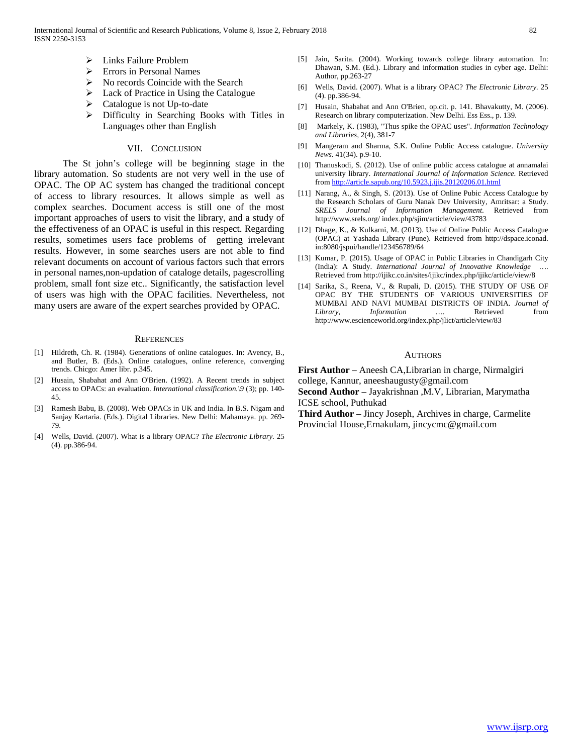- Links Failure Problem
- Errors in Personal Names
- No records Coincide with the Search
- Lack of Practice in Using the Catalogue
- Catalogue is not Up-to-date
- Difficulty in Searching Books with Titles in Languages other than English

## VII. Conclusion

The St john's college will be beginning stage in the library automation. So students are not very well in the use of OPAC. The OP AC system has changed the traditional concept of access to library resources. It allows simple as well as complex searches. Document access is still one of the most important approaches of users to visit the library, and a study of the effectiveness of an OPAC is useful in this respect. Regarding results, sometimes users face problems of getting irrelevant results. However, in some searches users are not able to find relevant documents on account of various factors such that errors in personal names,non-updation of cataloge details, pagescrolling problem, small font size etc.. Significantly, the satisfaction level of users was high with the OPAC facilities. Nevertheless, not many users are aware of the expert searches provided by OPAC.

## References

[1] Hildreth, Ch. R. (1984). Generations of online catalogues. In: Avency, B., and Butler, B. (Eds.). Online catalogues, online reference, converging trends. Chicgo: Amer libr. p.345.

[2] Husain, Shabahat and Ann O'Brien. (1992). A Recent trends in subject access to OPACs: an evaluation. *International classification.\9* (3); pp. 140-45.

[3] Ramesh Babu, B. (2008). Web OPACs in UK and India. In B.S. Nigam and Sanjay Kartaria. (Eds.). Digital Libraries. New Delhi: Mahamaya. pp. 269-79.

[4] Wells, David. (2007). What is a library OPAC? *The Electronic Library.* 25 (4). pp.386-94.

[5] Jain, Sarita. (2004). Working towards college library automation. In: Dhawan, S.M. (Ed.). Library and information studies in cyber age. Delhi: Author, pp.263-27

[6] Wells, David. (2007). What is a library OPAC? *The Electronic Library.* 25 (4). pp.386-94.

[7] Husain, Shabahat and Ann O'Brien, op.cit. p. 141. Bhavakutty, M. (2006). Research on library computerization. New Delhi. Ess Ess., p. 139.

[8] Markely, K. (1983), "Thus spike the OPAC uses". *Information Technology and Libraries*, 2(4), 381-7

[9] Mangeram and Sharma, S.K. Online Public Access catalogue. *University News.* 41(34). p.9-10.

[10] Thanuskodi, S. (2012). Use of online public access catalogue at annamalai university library. *International Journal of Information Science.* Retrieved from http://article.sapub.org/10.5923.j.ijis.20120206.01.html

[11] Narang, A., & Singh, S. (2013). Use of Online Pubic Access Catalogue by the Research Scholars of Guru Nanak Dev University, Amritsar: a Study. *SRELS Journal of Information Management.* Retrieved from http://www.srels.org/ index.php/sjim/article/view/43783

[12] Dhage, K., & Kulkarni, M. (2013). Use of Online Public Access Catalogue (OPAC) at Yashada Library (Pune). Retrieved from http://dspace.iconad. in:8080/jspui/handle/123456789/64

[13] Kumar, P. (2015). Usage of OPAC in Public Libraries in Chandigarh City (India): A Study. *International Journal of Innovative Knowledge ….* Retrieved from http://ijikc.co.in/sites/ijikc/index.php/ijikc/article/view/8

[14] Sarika, S., Reena, V., & Rupali, D. (2015). THE STUDY OF USE OF OPAC BY THE STUDENTS OF VARIOUS UNIVERSITIES OF MUMBAI AND NAVI MUMBAI DISTRICTS OF INDIA. *Journal of Library, Information ….* Retrieved from http://www.escienceworld.org/index.php/jlict/article/view/83

## Authors

**First Author** – Aneesh CA,Librarian in charge, Nirmalgiri college, Kannur, aneeshaugusty@gmail.com

**Second Author** – Jayakrishnan ,M.V, Librarian, Marymatha ICSE school, Puthukad

**Third Author** – Jincy Joseph, Archives in charge, Carmelite Provincial House,Ernakulam, jincycmc@gmail.com